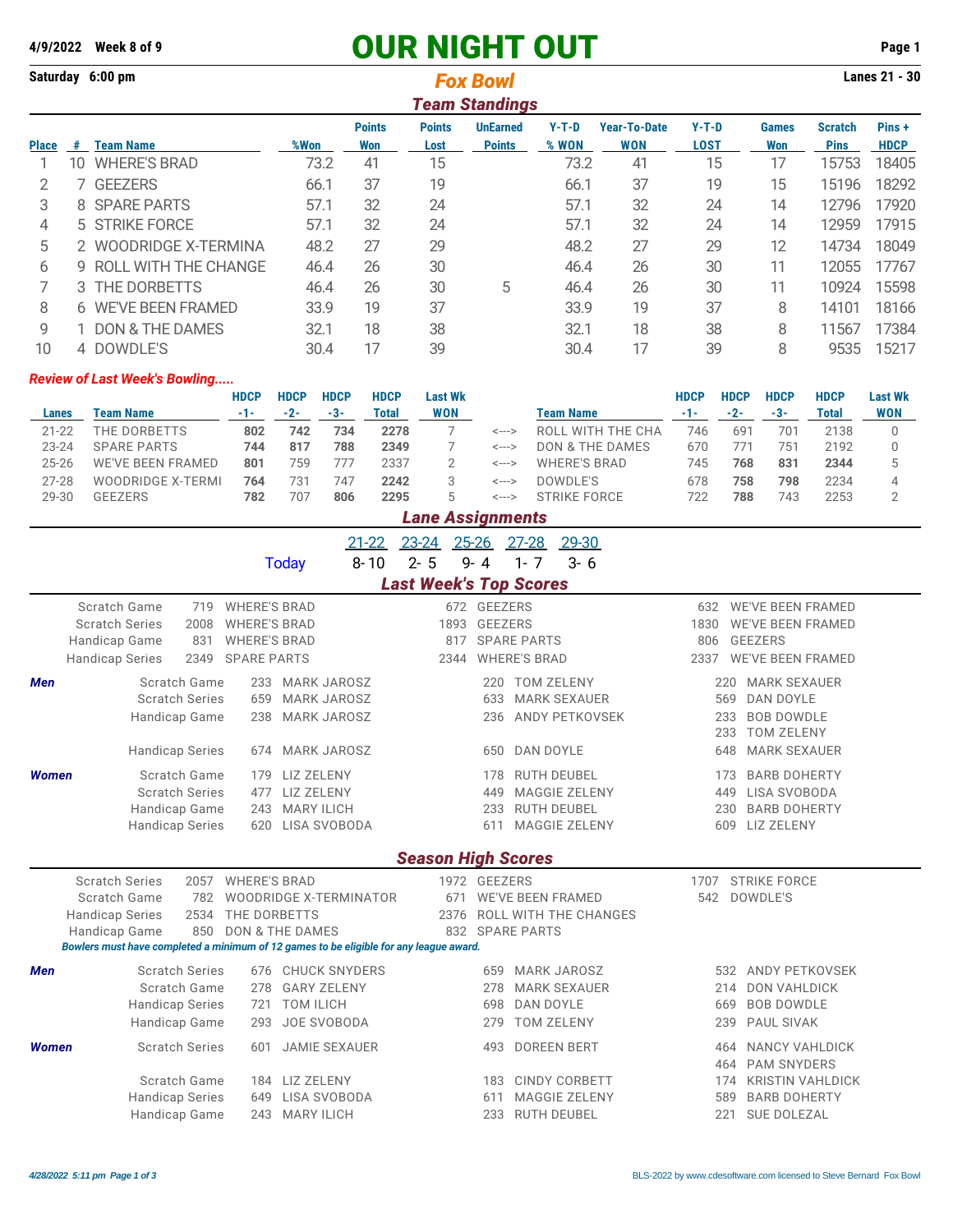**4/9/2022 Week 8 of 9**

# OUR NIGHT OUT

**Saturday 6:00 pm** — ***Fox Bowl*** — **Lanes 21 - 30**

## *Team Standings*

| Place | # | Team Name | %Won | Points Won | Points Lost | UnEarned Points | Y-T-D % WON | Year-To-Date WON | Y-T-D LOST | Games Won | Scratch Pins | Pins + HDCP |
|---|---|---|---|---|---|---|---|---|---|---|---|---|
| 1 | 10 | WHERE'S BRAD | 73.2 | 41 | 15 | | 73.2 | 41 | 15 | 17 | 15753 | 18405 |
| 2 | 7 | GEEZERS | 66.1 | 37 | 19 | | 66.1 | 37 | 19 | 15 | 15196 | 18292 |
| 3 | 8 | SPARE PARTS | 57.1 | 32 | 24 | | 57.1 | 32 | 24 | 14 | 12796 | 17920 |
| 4 | 5 | STRIKE FORCE | 57.1 | 32 | 24 | | 57.1 | 32 | 24 | 14 | 12959 | 17915 |
| 5 | 2 | WOODRIDGE X-TERMINA | 48.2 | 27 | 29 | | 48.2 | 27 | 29 | 12 | 14734 | 18049 |
| 6 | 9 | ROLL WITH THE CHANGE | 46.4 | 26 | 30 | | 46.4 | 26 | 30 | 11 | 12055 | 17767 |
| 7 | 3 | THE DORBETTS | 46.4 | 26 | 30 | 5 | 46.4 | 26 | 30 | 11 | 10924 | 15598 |
| 8 | 6 | WE'VE BEEN FRAMED | 33.9 | 19 | 37 | | 33.9 | 19 | 37 | 8 | 14101 | 18166 |
| 9 | 1 | DON & THE DAMES | 32.1 | 18 | 38 | | 32.1 | 18 | 38 | 8 | 11567 | 17384 |
| 10 | 4 | DOWDLE'S | 30.4 | 17 | 39 | | 30.4 | 17 | 39 | 8 | 9535 | 15217 |

### *Review of Last Week's Bowling.....*

| Lanes | Team Name | HDCP -1- | HDCP -2- | HDCP -3- | HDCP Total | Last Wk WON | | Team Name | HDCP -1- | HDCP -2- | HDCP -3- | HDCP Total | Last Wk WON |
|---|---|---|---|---|---|---|---|---|---|---|---|---|---|
| 21-22 | THE DORBETTS | **802** | **742** | **734** | **2278** | 7 | <---> | ROLL WITH THE CHA | 746 | 691 | 701 | 2138 | 0 |
| 23-24 | SPARE PARTS | **744** | **817** | **788** | **2349** | 7 | <---> | DON & THE DAMES | 670 | 771 | 751 | 2192 | 0 |
| 25-26 | WE'VE BEEN FRAMED | **801** | 759 | 777 | 2337 | 2 | <---> | WHERE'S BRAD | 745 | **768** | **831** | **2344** | 5 |
| 27-28 | WOODRIDGE X-TERMI | **764** | 731 | 747 | **2242** | 3 | <---> | DOWDLE'S | 678 | **758** | **798** | 2234 | 4 |
| 29-30 | GEEZERS | **782** | 707 | **806** | **2295** | 5 | <---> | STRIKE FORCE | 722 | **788** | 743 | 2253 | 2 |

## *Lane Assignments*

| | 21-22 | 23-24 | 25-26 | 27-28 | 29-30 |
|---|---|---|---|---|---|
| Today | 8-10 | 2- 5 | 9- 4 | 1- 7 | 3- 6 |

## *Last Week's Top Scores*

| | | | | | | |
|---|---|---|---|---|---|---|
| Scratch Game | 719 | WHERE'S BRAD | 672 | GEEZERS | 632 | WE'VE BEEN FRAMED |
| Scratch Series | 2008 | WHERE'S BRAD | 1893 | GEEZERS | 1830 | WE'VE BEEN FRAMED |
| Handicap Game | 831 | WHERE'S BRAD | 817 | SPARE PARTS | 806 | GEEZERS |
| Handicap Series | 2349 | SPARE PARTS | 2344 | WHERE'S BRAD | 2337 | WE'VE BEEN FRAMED |

***Men***

| | | | | | | |
|---|---|---|---|---|---|---|
| Scratch Game | 233 | MARK JAROSZ | 220 | TOM ZELENY | 220 | MARK SEXAUER |
| Scratch Series | 659 | MARK JAROSZ | 633 | MARK SEXAUER | 569 | DAN DOYLE |
| Handicap Game | 238 | MARK JAROSZ | 236 | ANDY PETKOVSEK | 233 | BOB DOWDLE |
| | | | | | 233 | TOM ZELENY |
| Handicap Series | 674 | MARK JAROSZ | 650 | DAN DOYLE | 648 | MARK SEXAUER |

***Women***

| | | | | | | |
|---|---|---|---|---|---|---|
| Scratch Game | 179 | LIZ ZELENY | 178 | RUTH DEUBEL | 173 | BARB DOHERTY |
| Scratch Series | 477 | LIZ ZELENY | 449 | MAGGIE ZELENY | 449 | LISA SVOBODA |
| Handicap Game | 243 | MARY ILICH | 233 | RUTH DEUBEL | 230 | BARB DOHERTY |
| Handicap Series | 620 | LISA SVOBODA | 611 | MAGGIE ZELENY | 609 | LIZ ZELENY |

## *Season High Scores*

| | | | | | | |
|---|---|---|---|---|---|---|
| Scratch Series | 2057 | WHERE'S BRAD | 1972 | GEEZERS | 1707 | STRIKE FORCE |
| Scratch Game | 782 | WOODRIDGE X-TERMINATOR | 671 | WE'VE BEEN FRAMED | 542 | DOWDLE'S |
| Handicap Series | 2534 | THE DORBETTS | 2376 | ROLL WITH THE CHANGES | | |
| Handicap Game | 850 | DON & THE DAMES | 832 | SPARE PARTS | | |

*Bowlers must have completed a minimum of 12 games to be eligible for any league award.*

***Men***

| | | | | | | |
|---|---|---|---|---|---|---|
| Scratch Series | 676 | CHUCK SNYDERS | 659 | MARK JAROSZ | 532 | ANDY PETKOVSEK |
| Scratch Game | 278 | GARY ZELENY | 278 | MARK SEXAUER | 214 | DON VAHLDICK |
| Handicap Series | 721 | TOM ILICH | 698 | DAN DOYLE | 669 | BOB DOWDLE |
| Handicap Game | 293 | JOE SVOBODA | 279 | TOM ZELENY | 239 | PAUL SIVAK |

***Women***

| | | | | | | |
|---|---|---|---|---|---|---|
| Scratch Series | 601 | JAMIE SEXAUER | 493 | DOREEN BERT | 464 | NANCY VAHLDICK |
| | | | | | 464 | PAM SNYDERS |
| Scratch Game | 184 | LIZ ZELENY | 183 | CINDY CORBETT | 174 | KRISTIN VAHLDICK |
| Handicap Series | 649 | LISA SVOBODA | 611 | MAGGIE ZELENY | 589 | BARB DOHERTY |
| Handicap Game | 243 | MARY ILICH | 233 | RUTH DEUBEL | 221 | SUE DOLEZAL |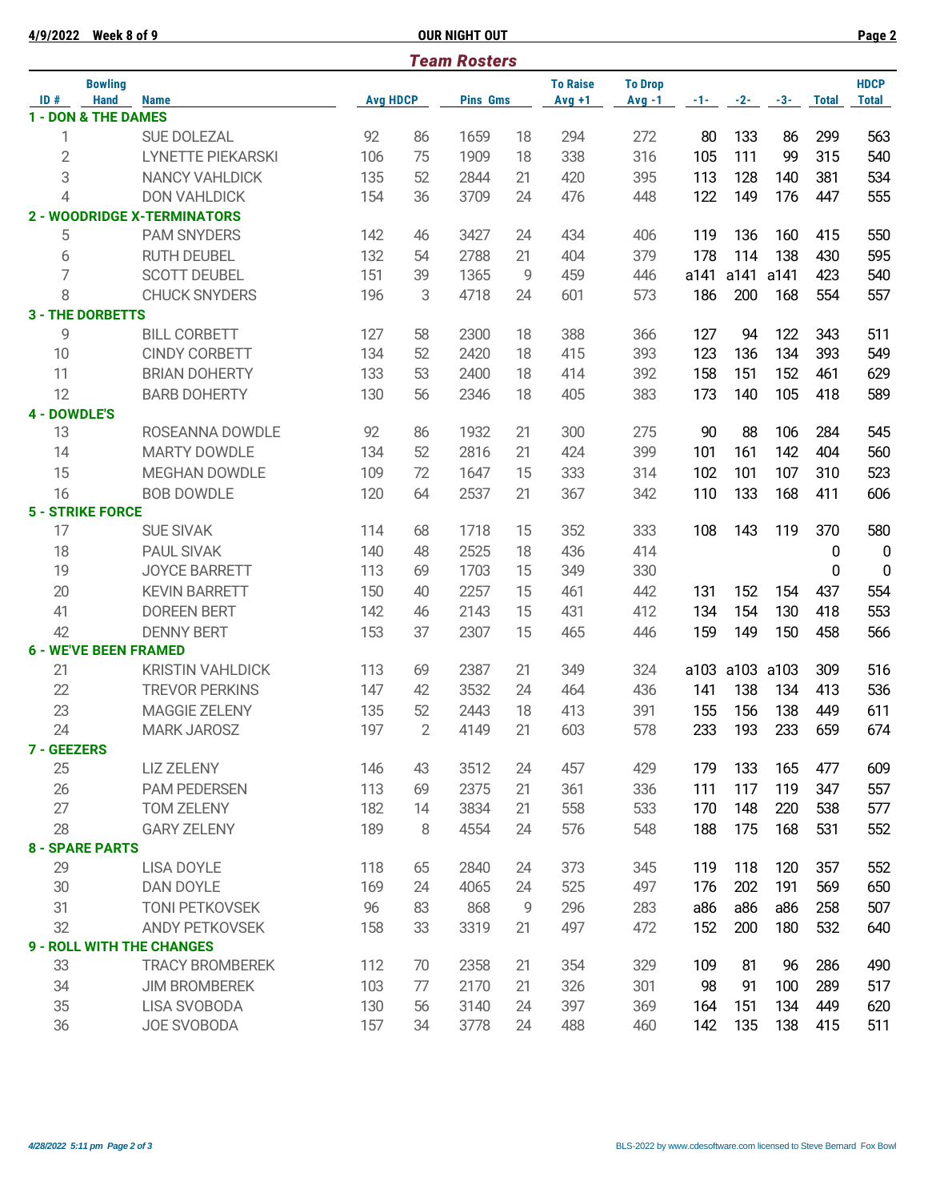4/9/2022 Week 8 of 9 **OUR NIGHT OUT**

## Team Rosters

| ID # | Bowling Hand | Name | Avg | HDCP | Pins | Gms | To Raise Avg +1 | To Drop Avg -1 | -1- | -2- | -3- | Total | HDCP Total |
|---|---|---|---|---|---|---|---|---|---|---|---|---|---|
| **1 - DON & THE DAMES** | | | | | | | | | | | | | |
| 1 | | SUE DOLEZAL | 92 | 86 | 1659 | 18 | 294 | 272 | 80 | 133 | 86 | 299 | 563 |
| 2 | | LYNETTE PIEKARSKI | 106 | 75 | 1909 | 18 | 338 | 316 | 105 | 111 | 99 | 315 | 540 |
| 3 | | NANCY VAHLDICK | 135 | 52 | 2844 | 21 | 420 | 395 | 113 | 128 | 140 | 381 | 534 |
| 4 | | DON VAHLDICK | 154 | 36 | 3709 | 24 | 476 | 448 | 122 | 149 | 176 | 447 | 555 |
| **2 - WOODRIDGE X-TERMINATORS** | | | | | | | | | | | | | |
| 5 | | PAM SNYDERS | 142 | 46 | 3427 | 24 | 434 | 406 | 119 | 136 | 160 | 415 | 550 |
| 6 | | RUTH DEUBEL | 132 | 54 | 2788 | 21 | 404 | 379 | 178 | 114 | 138 | 430 | 595 |
| 7 | | SCOTT DEUBEL | 151 | 39 | 1365 | 9 | 459 | 446 | a141 | a141 | a141 | 423 | 540 |
| 8 | | CHUCK SNYDERS | 196 | 3 | 4718 | 24 | 601 | 573 | 186 | 200 | 168 | 554 | 557 |
| **3 - THE DORBETTS** | | | | | | | | | | | | | |
| 9 | | BILL CORBETT | 127 | 58 | 2300 | 18 | 388 | 366 | 127 | 94 | 122 | 343 | 511 |
| 10 | | CINDY CORBETT | 134 | 52 | 2420 | 18 | 415 | 393 | 123 | 136 | 134 | 393 | 549 |
| 11 | | BRIAN DOHERTY | 133 | 53 | 2400 | 18 | 414 | 392 | 158 | 151 | 152 | 461 | 629 |
| 12 | | BARB DOHERTY | 130 | 56 | 2346 | 18 | 405 | 383 | 173 | 140 | 105 | 418 | 589 |
| **4 - DOWDLE'S** | | | | | | | | | | | | | |
| 13 | | ROSEANNA DOWDLE | 92 | 86 | 1932 | 21 | 300 | 275 | 90 | 88 | 106 | 284 | 545 |
| 14 | | MARTY DOWDLE | 134 | 52 | 2816 | 21 | 424 | 399 | 101 | 161 | 142 | 404 | 560 |
| 15 | | MEGHAN DOWDLE | 109 | 72 | 1647 | 15 | 333 | 314 | 102 | 101 | 107 | 310 | 523 |
| 16 | | BOB DOWDLE | 120 | 64 | 2537 | 21 | 367 | 342 | 110 | 133 | 168 | 411 | 606 |
| **5 - STRIKE FORCE** | | | | | | | | | | | | | |
| 17 | | SUE SIVAK | 114 | 68 | 1718 | 15 | 352 | 333 | 108 | 143 | 119 | 370 | 580 |
| 18 | | PAUL SIVAK | 140 | 48 | 2525 | 18 | 436 | 414 | | | | 0 | 0 |
| 19 | | JOYCE BARRETT | 113 | 69 | 1703 | 15 | 349 | 330 | | | | 0 | 0 |
| 20 | | KEVIN BARRETT | 150 | 40 | 2257 | 15 | 461 | 442 | 131 | 152 | 154 | 437 | 554 |
| 41 | | DOREEN BERT | 142 | 46 | 2143 | 15 | 431 | 412 | 134 | 154 | 130 | 418 | 553 |
| 42 | | DENNY BERT | 153 | 37 | 2307 | 15 | 465 | 446 | 159 | 149 | 150 | 458 | 566 |
| **6 - WE'VE BEEN FRAMED** | | | | | | | | | | | | | |
| 21 | | KRISTIN VAHLDICK | 113 | 69 | 2387 | 21 | 349 | 324 | a103 | a103 | a103 | 309 | 516 |
| 22 | | TREVOR PERKINS | 147 | 42 | 3532 | 24 | 464 | 436 | 141 | 138 | 134 | 413 | 536 |
| 23 | | MAGGIE ZELENY | 135 | 52 | 2443 | 18 | 413 | 391 | 155 | 156 | 138 | 449 | 611 |
| 24 | | MARK JAROSZ | 197 | 2 | 4149 | 21 | 603 | 578 | 233 | 193 | 233 | 659 | 674 |
| **7 - GEEZERS** | | | | | | | | | | | | | |
| 25 | | LIZ ZELENY | 146 | 43 | 3512 | 24 | 457 | 429 | 179 | 133 | 165 | 477 | 609 |
| 26 | | PAM PEDERSEN | 113 | 69 | 2375 | 21 | 361 | 336 | 111 | 117 | 119 | 347 | 557 |
| 27 | | TOM ZELENY | 182 | 14 | 3834 | 21 | 558 | 533 | 170 | 148 | 220 | 538 | 577 |
| 28 | | GARY ZELENY | 189 | 8 | 4554 | 24 | 576 | 548 | 188 | 175 | 168 | 531 | 552 |
| **8 - SPARE PARTS** | | | | | | | | | | | | | |
| 29 | | LISA DOYLE | 118 | 65 | 2840 | 24 | 373 | 345 | 119 | 118 | 120 | 357 | 552 |
| 30 | | DAN DOYLE | 169 | 24 | 4065 | 24 | 525 | 497 | 176 | 202 | 191 | 569 | 650 |
| 31 | | TONI PETKOVSEK | 96 | 83 | 868 | 9 | 296 | 283 | a86 | a86 | a86 | 258 | 507 |
| 32 | | ANDY PETKOVSEK | 158 | 33 | 3319 | 21 | 497 | 472 | 152 | 200 | 180 | 532 | 640 |
| **9 - ROLL WITH THE CHANGES** | | | | | | | | | | | | | |
| 33 | | TRACY BROMBEREK | 112 | 70 | 2358 | 21 | 354 | 329 | 109 | 81 | 96 | 286 | 490 |
| 34 | | JIM BROMBEREK | 103 | 77 | 2170 | 21 | 326 | 301 | 98 | 91 | 100 | 289 | 517 |
| 35 | | LISA SVOBODA | 130 | 56 | 3140 | 24 | 397 | 369 | 164 | 151 | 134 | 449 | 620 |
| 36 | | JOE SVOBODA | 157 | 34 | 3778 | 24 | 488 | 460 | 142 | 135 | 138 | 415 | 511 |

BLS-2022 by www.cdesoftware.com licensed to Steve Bernard Fox Bowl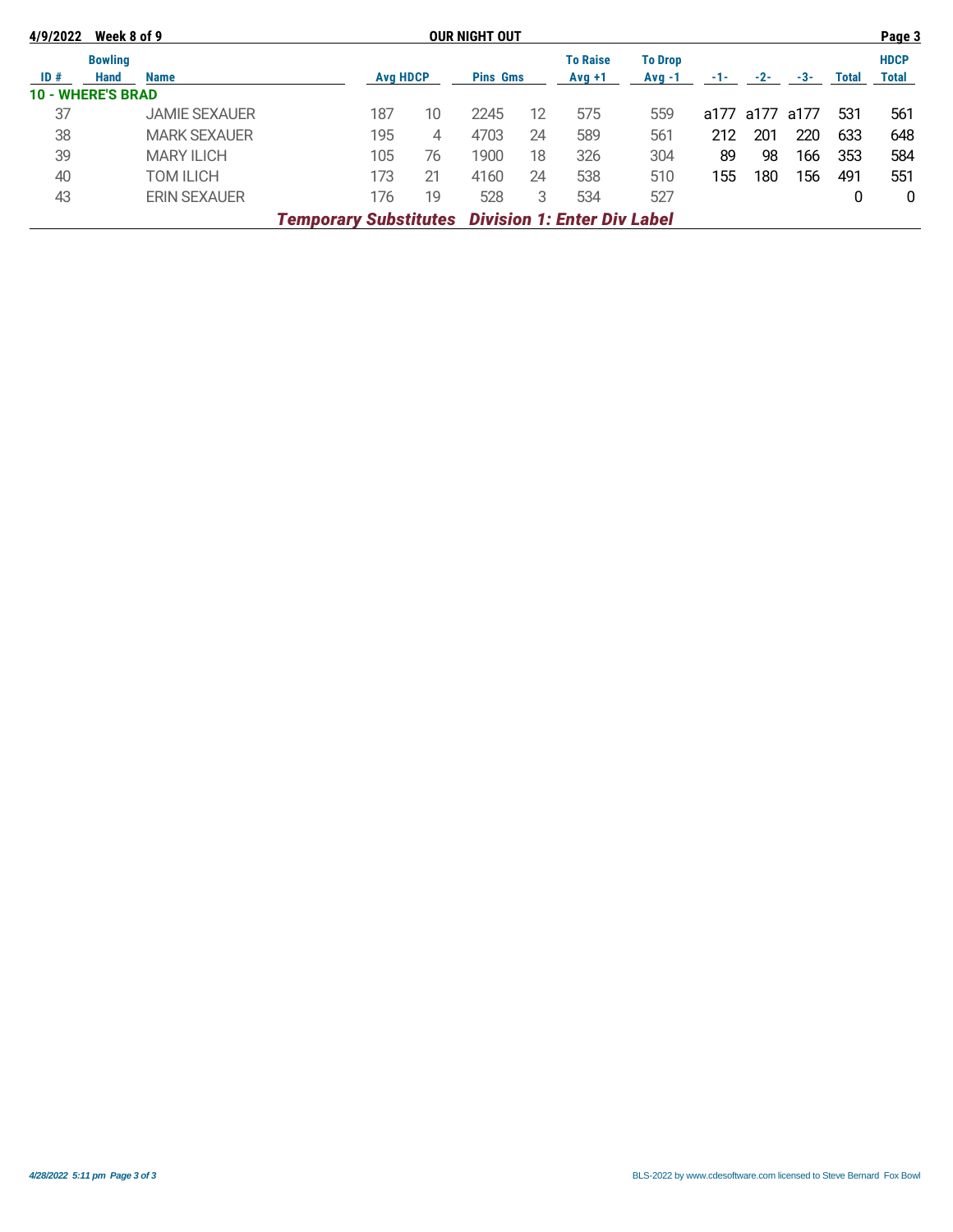| ID # | Bowling Hand | Name | Avg | HDCP | Pins | Gms | To Raise Avg +1 | To Drop Avg -1 | -1- | -2- | -3- | Total | HDCP Total |
|---|---|---|---|---|---|---|---|---|---|---|---|---|---|
| **10 - WHERE'S BRAD** | | | | | | | | | | | | | |
| 37 | | JAMIE SEXAUER | 187 | 10 | 2245 | 12 | 575 | 559 | a177 | a177 | a177 | 531 | 561 |
| 38 | | MARK SEXAUER | 195 | 4 | 4703 | 24 | 589 | 561 | 212 | 201 | 220 | 633 | 648 |
| 39 | | MARY ILICH | 105 | 76 | 1900 | 18 | 326 | 304 | 89 | 98 | 166 | 353 | 584 |
| 40 | | TOM ILICH | 173 | 21 | 4160 | 24 | 538 | 510 | 155 | 180 | 156 | 491 | 551 |
| 43 | | ERIN SEXAUER | 176 | 19 | 528 | 3 | 534 | 527 | | | | 0 | 0 |

***Temporary Substitutes Division 1: Enter Div Label***